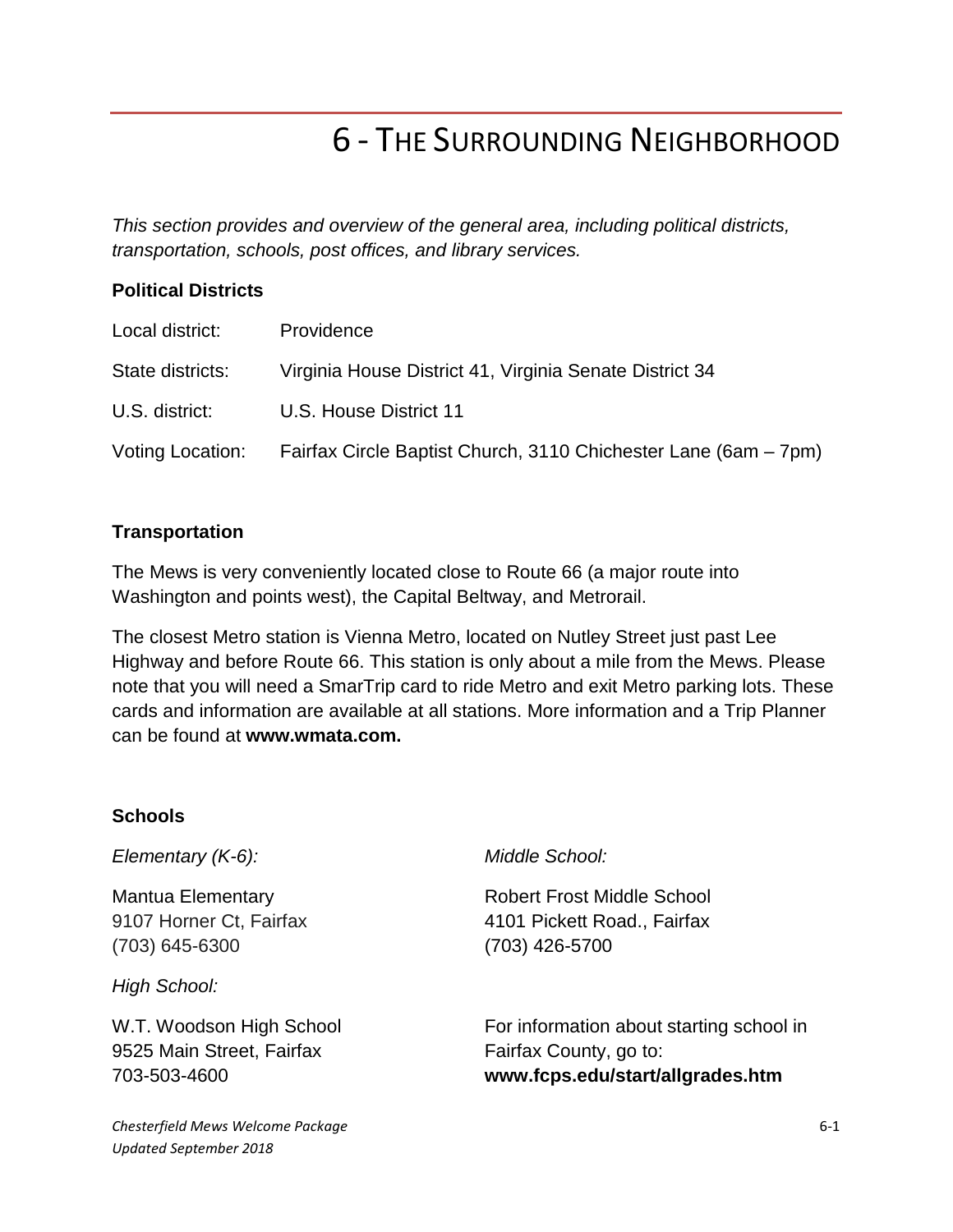# 6 - The Surrounding Neighborhood

*This section provides and overview of the general area, including political districts, transportation, schools, post offices, and library services.*

**Political Districts**

| | |
|---|---|
| Local district: | Providence |
| State districts: | Virginia House District 41, Virginia Senate District 34 |
| U.S. district: | U.S. House District 11 |
| Voting Location: | Fairfax Circle Baptist Church, 3110 Chichester Lane (6am – 7pm) |

**Transportation**

The Mews is very conveniently located close to Route 66 (a major route into Washington and points west), the Capital Beltway, and Metrorail.

The closest Metro station is Vienna Metro, located on Nutley Street just past Lee Highway and before Route 66. This station is only about a mile from the Mews. Please note that you will need a SmarTrip card to ride Metro and exit Metro parking lots. These cards and information are available at all stations. More information and a Trip Planner can be found at **www.wmata.com.**

**Schools**

*Elementary (K-6):*

Mantua Elementary
9107 Horner Ct, Fairfax
(703) 645-6300

*Middle School:*

Robert Frost Middle School
4101 Pickett Road., Fairfax
(703) 426-5700

*High School:*

W.T. Woodson High School
9525 Main Street, Fairfax
703-503-4600

For information about starting school in Fairfax County, go to:
**www.fcps.edu/start/allgrades.htm**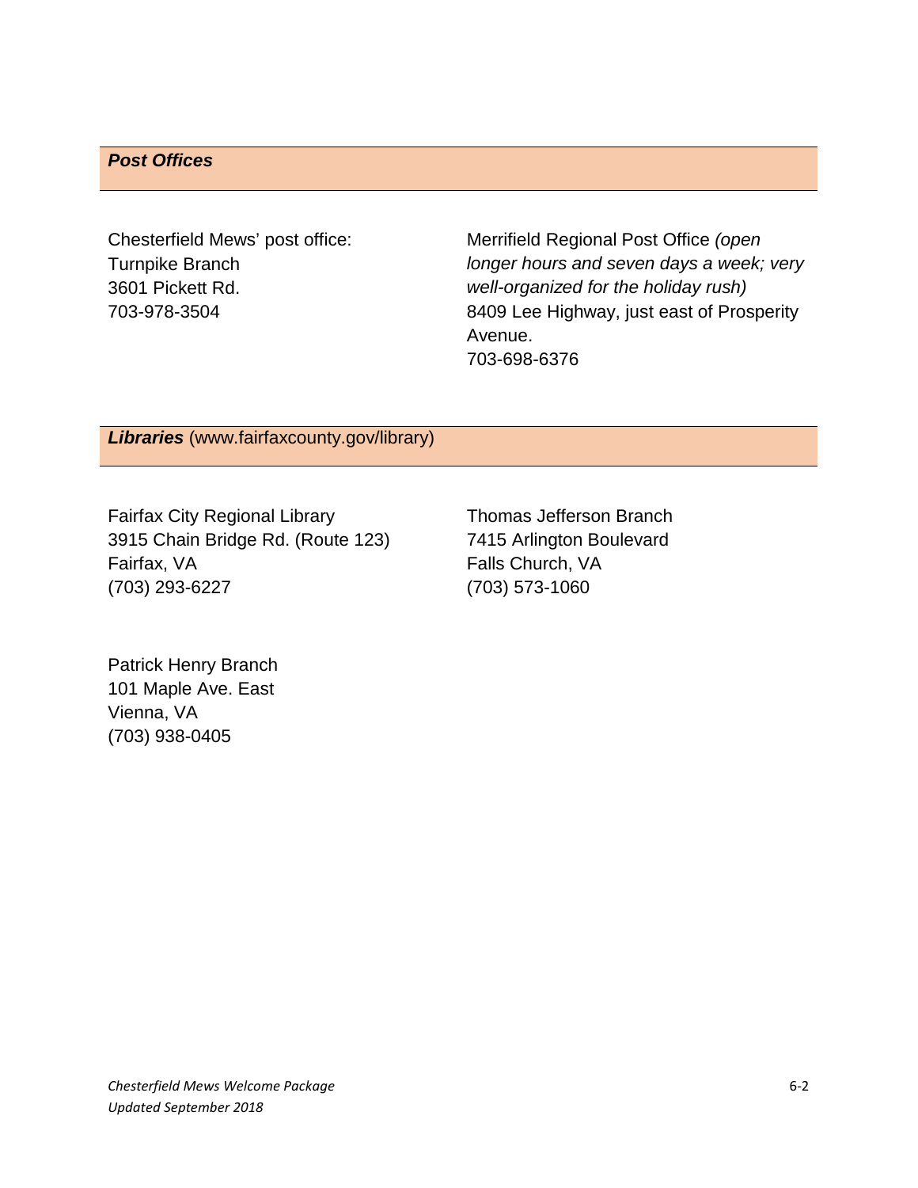## ***Post Offices***

Chesterfield Mews' post office:
Turnpike Branch
3601 Pickett Rd.
703-978-3504

Merrifield Regional Post Office *(open longer hours and seven days a week; very well-organized for the holiday rush)*
8409 Lee Highway, just east of Prosperity Avenue.
703-698-6376

## ***Libraries*** (www.fairfaxcounty.gov/library)

Fairfax City Regional Library
3915 Chain Bridge Rd. (Route 123)
Fairfax, VA
(703) 293-6227

Thomas Jefferson Branch
7415 Arlington Boulevard
Falls Church, VA
(703) 573-1060

Patrick Henry Branch
101 Maple Ave. East
Vienna, VA
(703) 938-0405